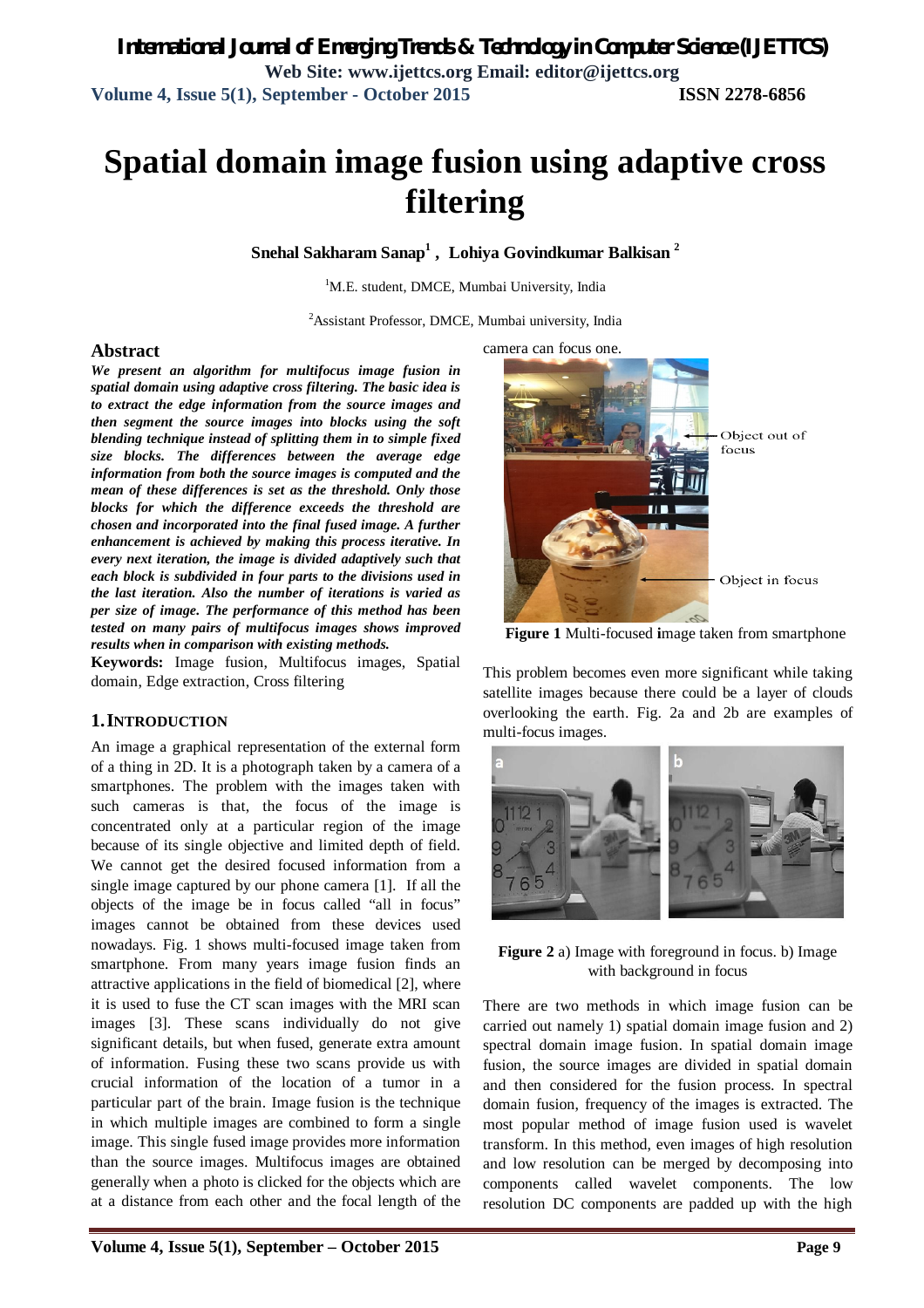# Spatial domain image fusion using adaptive cross filtering

**Snehal Sakharam Sanap[1], Lohiya Govindkumar Balkisan[2]**

[1]M.E. student, DMCE, Mumbai University, India

[2]Assistant Professor, DMCE, Mumbai university, India

## Abstract

***We present an algorithm for multifocus image fusion in spatial domain using adaptive cross filtering. The basic idea is to extract the edge information from the source images and then segment the source images into blocks using the soft blending technique instead of splitting them in to simple fixed size blocks. The differences between the average edge information from both the source images is computed and the mean of these differences is set as the threshold. Only those blocks for which the difference exceeds the threshold are chosen and incorporated into the final fused image. A further enhancement is achieved by making this process iterative. In every next iteration, the image is divided adaptively such that each block is subdivided in four parts to the divisions used in the last iteration. Also the number of iterations is varied as per size of image. The performance of this method has been tested on many pairs of multifocus images shows improved results when in comparison with existing methods.***

**Keywords:** Image fusion, Multifocus images, Spatial domain, Edge extraction, Cross filtering

## 1. INTRODUCTION

An image a graphical representation of the external form of a thing in 2D. It is a photograph taken by a camera of a smartphones. The problem with the images taken with such cameras is that, the focus of the image is concentrated only at a particular region of the image because of its single objective and limited depth of field. We cannot get the desired focused information from a single image captured by our phone camera [1]. If all the objects of the image be in focus called "all in focus" images cannot be obtained from these devices used nowadays. Fig. 1 shows multi-focused image taken from smartphone. From many years image fusion finds an attractive applications in the field of biomedical [2], where it is used to fuse the CT scan images with the MRI scan images [3]. These scans individually do not give significant details, but when fused, generate extra amount of information. Fusing these two scans provide us with crucial information of the location of a tumor in a particular part of the brain. Image fusion is the technique in which multiple images are combined to form a single image. This single fused image provides more information than the source images. Multifocus images are obtained generally when a photo is clicked for the objects which are at a distance from each other and the focal length of the camera can focus one.

**Figure 1** Multi-focused image taken from smartphone

This problem becomes even more significant while taking satellite images because there could be a layer of clouds overlooking the earth. Fig. 2a and 2b are examples of multi-focus images.

**Figure 2** a) Image with foreground in focus. b) Image with background in focus

There are two methods in which image fusion can be carried out namely 1) spatial domain image fusion and 2) spectral domain image fusion. In spatial domain image fusion, the source images are divided in spatial domain and then considered for the fusion process. In spectral domain fusion, frequency of the images is extracted. The most popular method of image fusion used is wavelet transform. In this method, even images of high resolution and low resolution can be merged by decomposing into components called wavelet components. The low resolution DC components are padded up with the high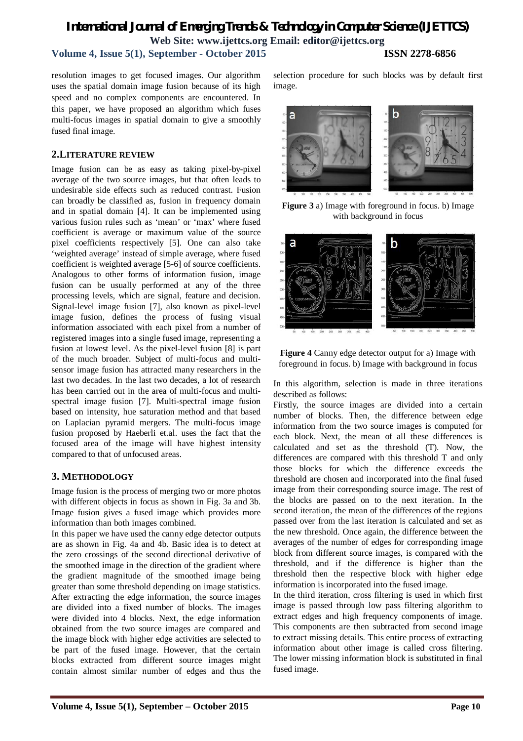resolution images to get focused images. Our algorithm uses the spatial domain image fusion because of its high speed and no complex components are encountered. In this paper, we have proposed an algorithm which fuses multi-focus images in spatial domain to give a smoothly fused final image.

## 2.LITERATURE REVIEW

Image fusion can be as easy as taking pixel-by-pixel average of the two source images, but that often leads to undesirable side effects such as reduced contrast. Fusion can broadly be classified as, fusion in frequency domain and in spatial domain [4]. It can be implemented using various fusion rules such as 'mean' or 'max' where fused coefficient is average or maximum value of the source pixel coefficients respectively [5]. One can also take 'weighted average' instead of simple average, where fused coefficient is weighted average [5-6] of source coefficients. Analogous to other forms of information fusion, image fusion can be usually performed at any of the three processing levels, which are signal, feature and decision. Signal-level image fusion [7], also known as pixel-level image fusion, defines the process of fusing visual information associated with each pixel from a number of registered images into a single fused image, representing a fusion at lowest level. As the pixel-level fusion [8] is part of the much broader. Subject of multi-focus and multi-sensor image fusion has attracted many researchers in the last two decades. In the last two decades, a lot of research has been carried out in the area of multi-focus and multi-spectral image fusion [7]. Multi-spectral image fusion based on intensity, hue saturation method and that based on Laplacian pyramid mergers. The multi-focus image fusion proposed by Haeberli et.al. uses the fact that the focused area of the image will have highest intensity compared to that of unfocused areas.

## 3. METHODOLOGY

Image fusion is the process of merging two or more photos with different objects in focus as shown in Fig. 3a and 3b. Image fusion gives a fused image which provides more information than both images combined.

In this paper we have used the canny edge detector outputs are as shown in Fig. 4a and 4b. Basic idea is to detect at the zero crossings of the second directional derivative of the smoothed image in the direction of the gradient where the gradient magnitude of the smoothed image being greater than some threshold depending on image statistics. After extracting the edge information, the source images are divided into a fixed number of blocks. The images were divided into 4 blocks. Next, the edge information obtained from the two source images are compared and the image block with higher edge activities are selected to be part of the fused image. However, that the certain blocks extracted from different source images might contain almost similar number of edges and thus the selection procedure for such blocks was by default first image.

**Figure 3** a) Image with foreground in focus. b) Image with background in focus

**Figure 4** Canny edge detector output for a) Image with foreground in focus. b) Image with background in focus

In this algorithm, selection is made in three iterations described as follows:

Firstly, the source images are divided into a certain number of blocks. Then, the difference between edge information from the two source images is computed for each block. Next, the mean of all these differences is calculated and set as the threshold (T). Now, the differences are compared with this threshold T and only those blocks for which the difference exceeds the threshold are chosen and incorporated into the final fused image from their corresponding source image. The rest of the blocks are passed on to the next iteration. In the second iteration, the mean of the differences of the regions passed over from the last iteration is calculated and set as the new threshold. Once again, the difference between the averages of the number of edges for corresponding image block from different source images, is compared with the threshold, and if the difference is higher than the threshold then the respective block with higher edge information is incorporated into the fused image.

In the third iteration, cross filtering is used in which first image is passed through low pass filtering algorithm to extract edges and high frequency components of image. This components are then subtracted from second image to extract missing details. This entire process of extracting information about other image is called cross filtering. The lower missing information block is substituted in final fused image.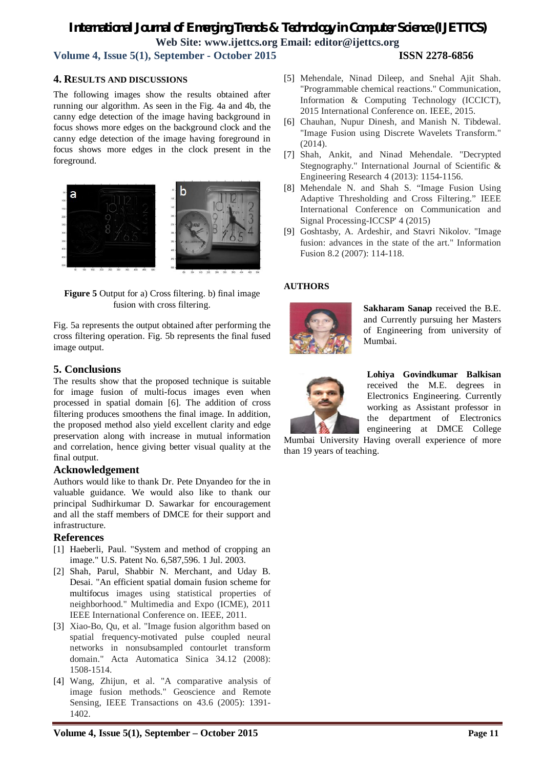## 4. RESULTS AND DISCUSSIONS

The following images show the results obtained after running our algorithm. As seen in the Fig. 4a and 4b, the canny edge detection of the image having background in focus shows more edges on the background clock and the canny edge detection of the image having foreground in focus shows more edges in the clock present in the foreground.

**Figure 5** Output for a) Cross filtering. b) final image fusion with cross filtering.

Fig. 5a represents the output obtained after performing the cross filtering operation. Fig. 5b represents the final fused image output.

## 5. Conclusions

The results show that the proposed technique is suitable for image fusion of multi-focus images even when processed in spatial domain [6]. The addition of cross filtering produces smoothens the final image. In addition, the proposed method also yield excellent clarity and edge preservation along with increase in mutual information and correlation, hence giving better visual quality at the final output.

## Acknowledgement

Authors would like to thank Dr. Pete Dnyandeo for the in valuable guidance. We would also like to thank our principal Sudhirkumar D. Sawarkar for encouragement and all the staff members of DMCE for their support and infrastructure.

## References

[1] Haeberli, Paul. "System and method of cropping an image." U.S. Patent No. 6,587,596. 1 Jul. 2003.

[2] Shah, Parul, Shabbir N. Merchant, and Uday B. Desai. "An efficient spatial domain fusion scheme for multifocus images using statistical properties of neighborhood." Multimedia and Expo (ICME), 2011 IEEE International Conference on. IEEE, 2011.

[3] Xiao-Bo, Qu, et al. "Image fusion algorithm based on spatial frequency-motivated pulse coupled neural networks in nonsubsampled contourlet transform domain." Acta Automatica Sinica 34.12 (2008): 1508-1514.

[4] Wang, Zhijun, et al. "A comparative analysis of image fusion methods." Geoscience and Remote Sensing, IEEE Transactions on 43.6 (2005): 1391-1402.

[5] Mehendale, Ninad Dileep, and Snehal Ajit Shah. "Programmable chemical reactions." Communication, Information & Computing Technology (ICCICT), 2015 International Conference on. IEEE, 2015.

[6] Chauhan, Nupur Dinesh, and Manish N. Tibdewal. "Image Fusion using Discrete Wavelets Transform." (2014).

[7] Shah, Ankit, and Ninad Mehendale. "Decrypted Stegnography." International Journal of Scientific & Engineering Research 4 (2013): 1154-1156.

[8] Mehendale N. and Shah S. "Image Fusion Using Adaptive Thresholding and Cross Filtering." IEEE International Conference on Communication and Signal Processing-ICCSP' 4 (2015)

[9] Goshtasby, A. Ardeshir, and Stavri Nikolov. "Image fusion: advances in the state of the art." Information Fusion 8.2 (2007): 114-118.

## AUTHORS

**Sakharam Sanap** received the B.E. and Currently pursuing her Masters of Engineering from university of Mumbai.

**Lohiya Govindkumar Balkisan** received the M.E. degrees in Electronics Engineering. Currently working as Assistant professor in the department of Electronics engineering at DMCE College Mumbai University Having overall experience of more than 19 years of teaching.